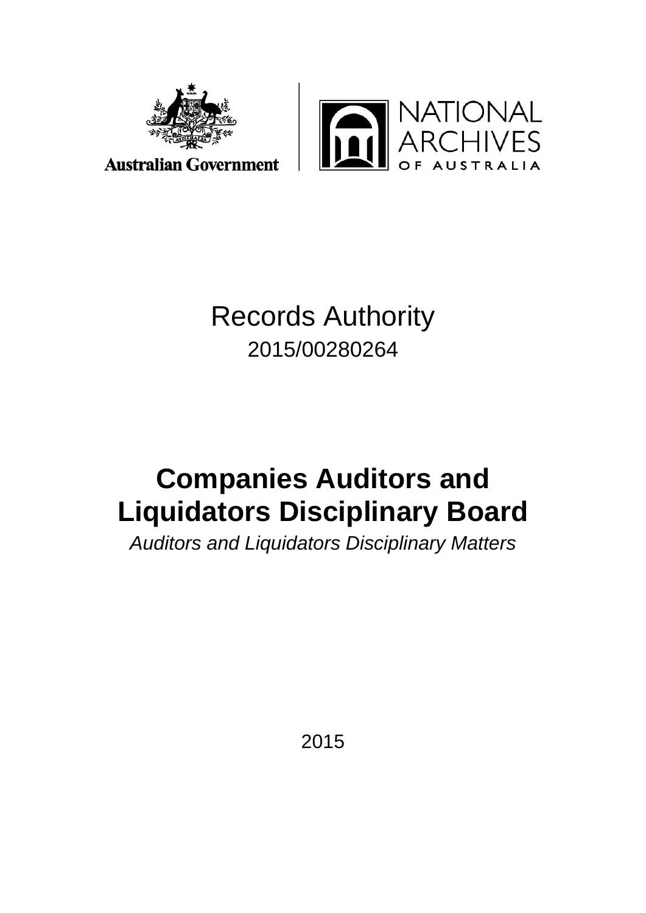Australian Government

NATIONAL ARCHIVES OF AUSTRALIA

# Records Authority

2015/00280264

# Companies Auditors and Liquidators Disciplinary Board

*Auditors and Liquidators Disciplinary Matters*

2015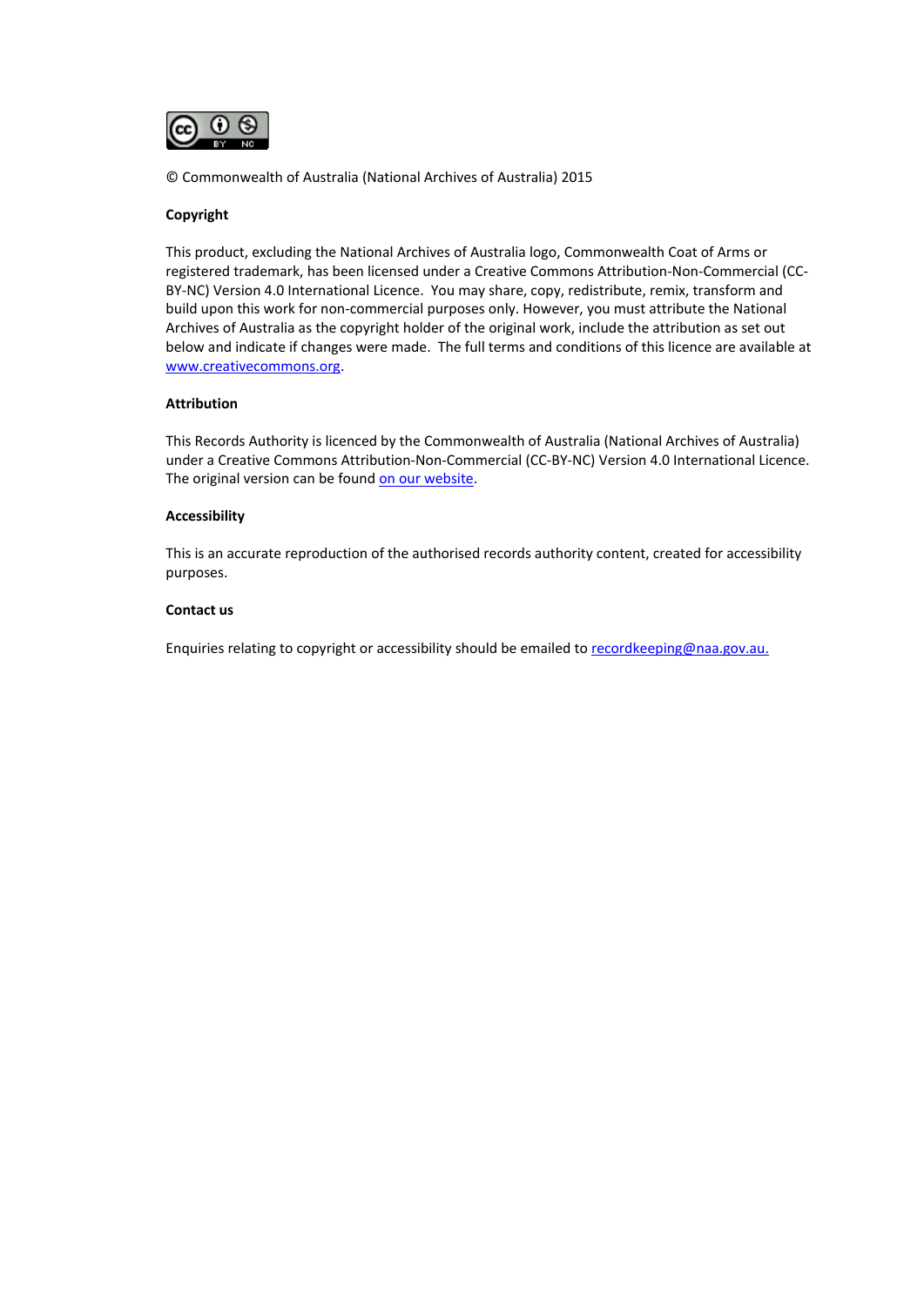© Commonwealth of Australia (National Archives of Australia) 2015

**Copyright**

This product, excluding the National Archives of Australia logo, Commonwealth Coat of Arms or registered trademark, has been licensed under a Creative Commons Attribution-Non-Commercial (CC-BY-NC) Version 4.0 International Licence. You may share, copy, redistribute, remix, transform and build upon this work for non-commercial purposes only. However, you must attribute the National Archives of Australia as the copyright holder of the original work, include the attribution as set out below and indicate if changes were made. The full terms and conditions of this licence are available at www.creativecommons.org.

**Attribution**

This Records Authority is licenced by the Commonwealth of Australia (National Archives of Australia) under a Creative Commons Attribution-Non-Commercial (CC-BY-NC) Version 4.0 International Licence. The original version can be found on our website.

**Accessibility**

This is an accurate reproduction of the authorised records authority content, created for accessibility purposes.

**Contact us**

Enquiries relating to copyright or accessibility should be emailed to recordkeeping@naa.gov.au.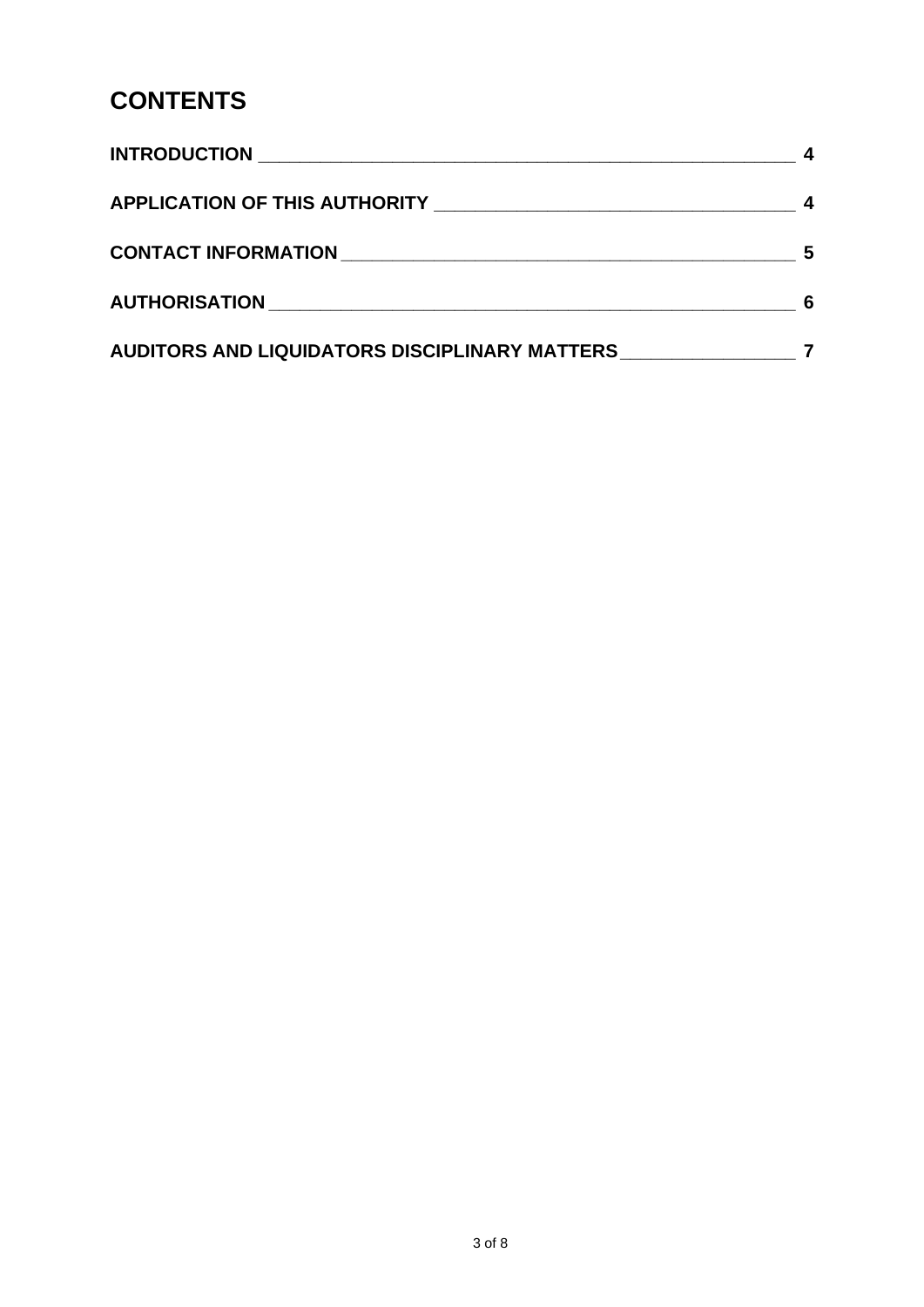# CONTENTS

| | |
|---|---|
| **INTRODUCTION** | **4** |
| **APPLICATION OF THIS AUTHORITY** | **4** |
| **CONTACT INFORMATION** | **5** |
| **AUTHORISATION** | **6** |
| **AUDITORS AND LIQUIDATORS DISCIPLINARY MATTERS** | **7** |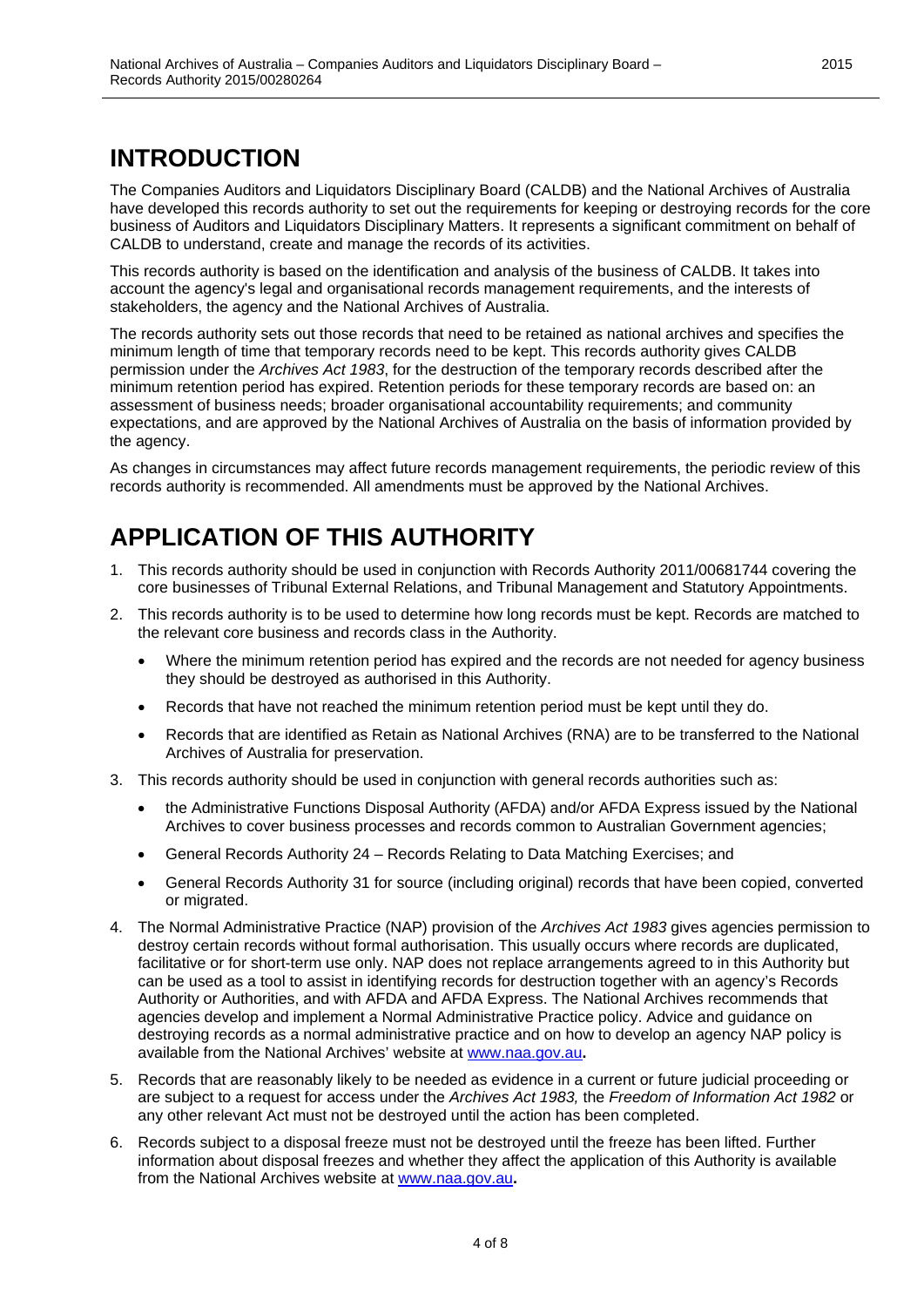# INTRODUCTION

The Companies Auditors and Liquidators Disciplinary Board (CALDB) and the National Archives of Australia have developed this records authority to set out the requirements for keeping or destroying records for the core business of Auditors and Liquidators Disciplinary Matters. It represents a significant commitment on behalf of CALDB to understand, create and manage the records of its activities.

This records authority is based on the identification and analysis of the business of CALDB. It takes into account the agency's legal and organisational records management requirements, and the interests of stakeholders, the agency and the National Archives of Australia.

The records authority sets out those records that need to be retained as national archives and specifies the minimum length of time that temporary records need to be kept. This records authority gives CALDB permission under the *Archives Act 1983*, for the destruction of the temporary records described after the minimum retention period has expired. Retention periods for these temporary records are based on: an assessment of business needs; broader organisational accountability requirements; and community expectations, and are approved by the National Archives of Australia on the basis of information provided by the agency.

As changes in circumstances may affect future records management requirements, the periodic review of this records authority is recommended. All amendments must be approved by the National Archives.

# APPLICATION OF THIS AUTHORITY

1. This records authority should be used in conjunction with Records Authority 2011/00681744 covering the core businesses of Tribunal External Relations, and Tribunal Management and Statutory Appointments.
2. This records authority is to be used to determine how long records must be kept. Records are matched to the relevant core business and records class in the Authority.
   - Where the minimum retention period has expired and the records are not needed for agency business they should be destroyed as authorised in this Authority.
   - Records that have not reached the minimum retention period must be kept until they do.
   - Records that are identified as Retain as National Archives (RNA) are to be transferred to the National Archives of Australia for preservation.
3. This records authority should be used in conjunction with general records authorities such as:
   - the Administrative Functions Disposal Authority (AFDA) and/or AFDA Express issued by the National Archives to cover business processes and records common to Australian Government agencies;
   - General Records Authority 24 – Records Relating to Data Matching Exercises; and
   - General Records Authority 31 for source (including original) records that have been copied, converted or migrated.
4. The Normal Administrative Practice (NAP) provision of the *Archives Act 1983* gives agencies permission to destroy certain records without formal authorisation. This usually occurs where records are duplicated, facilitative or for short-term use only. NAP does not replace arrangements agreed to in this Authority but can be used as a tool to assist in identifying records for destruction together with an agency's Records Authority or Authorities, and with AFDA and AFDA Express. The National Archives recommends that agencies develop and implement a Normal Administrative Practice policy. Advice and guidance on destroying records as a normal administrative practice and on how to develop an agency NAP policy is available from the National Archives' website at www.naa.gov.au**.**
5. Records that are reasonably likely to be needed as evidence in a current or future judicial proceeding or are subject to a request for access under the *Archives Act 1983,* the *Freedom of Information Act 1982* or any other relevant Act must not be destroyed until the action has been completed.
6. Records subject to a disposal freeze must not be destroyed until the freeze has been lifted. Further information about disposal freezes and whether they affect the application of this Authority is available from the National Archives website at www.naa.gov.au**.**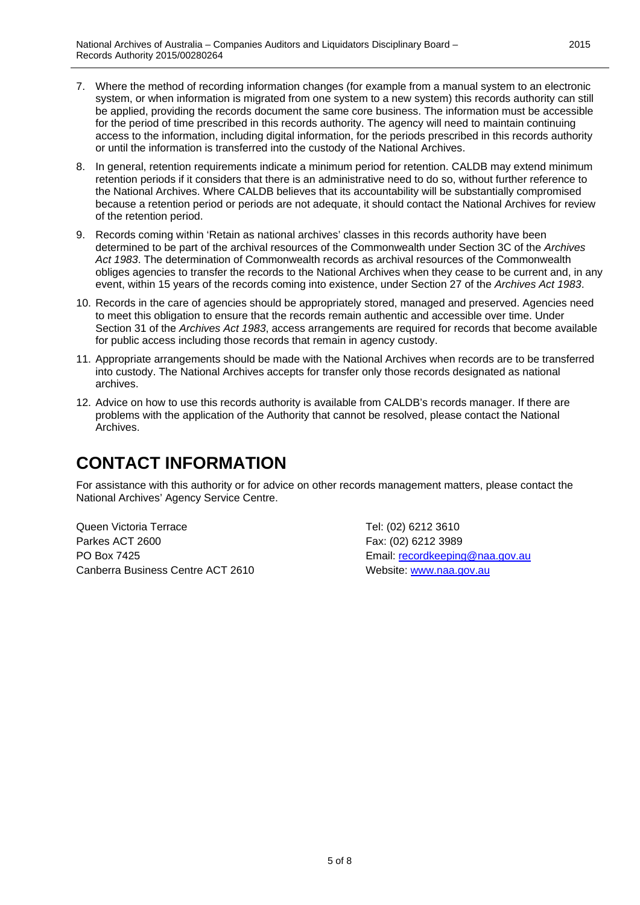7. Where the method of recording information changes (for example from a manual system to an electronic system, or when information is migrated from one system to a new system) this records authority can still be applied, providing the records document the same core business. The information must be accessible for the period of time prescribed in this records authority. The agency will need to maintain continuing access to the information, including digital information, for the periods prescribed in this records authority or until the information is transferred into the custody of the National Archives.

8. In general, retention requirements indicate a minimum period for retention. CALDB may extend minimum retention periods if it considers that there is an administrative need to do so, without further reference to the National Archives. Where CALDB believes that its accountability will be substantially compromised because a retention period or periods are not adequate, it should contact the National Archives for review of the retention period.

9. Records coming within 'Retain as national archives' classes in this records authority have been determined to be part of the archival resources of the Commonwealth under Section 3C of the *Archives Act 1983*. The determination of Commonwealth records as archival resources of the Commonwealth obliges agencies to transfer the records to the National Archives when they cease to be current and, in any event, within 15 years of the records coming into existence, under Section 27 of the *Archives Act 1983*.

10. Records in the care of agencies should be appropriately stored, managed and preserved. Agencies need to meet this obligation to ensure that the records remain authentic and accessible over time. Under Section 31 of the *Archives Act 1983*, access arrangements are required for records that become available for public access including those records that remain in agency custody.

11. Appropriate arrangements should be made with the National Archives when records are to be transferred into custody. The National Archives accepts for transfer only those records designated as national archives.

12. Advice on how to use this records authority is available from CALDB's records manager. If there are problems with the application of the Authority that cannot be resolved, please contact the National Archives.

# CONTACT INFORMATION

For assistance with this authority or for advice on other records management matters, please contact the National Archives' Agency Service Centre.

Queen Victoria Terrace
Parkes ACT 2600
PO Box 7425
Canberra Business Centre ACT 2610

Tel: (02) 6212 3610
Fax: (02) 6212 3989
Email: recordkeeping@naa.gov.au
Website: www.naa.gov.au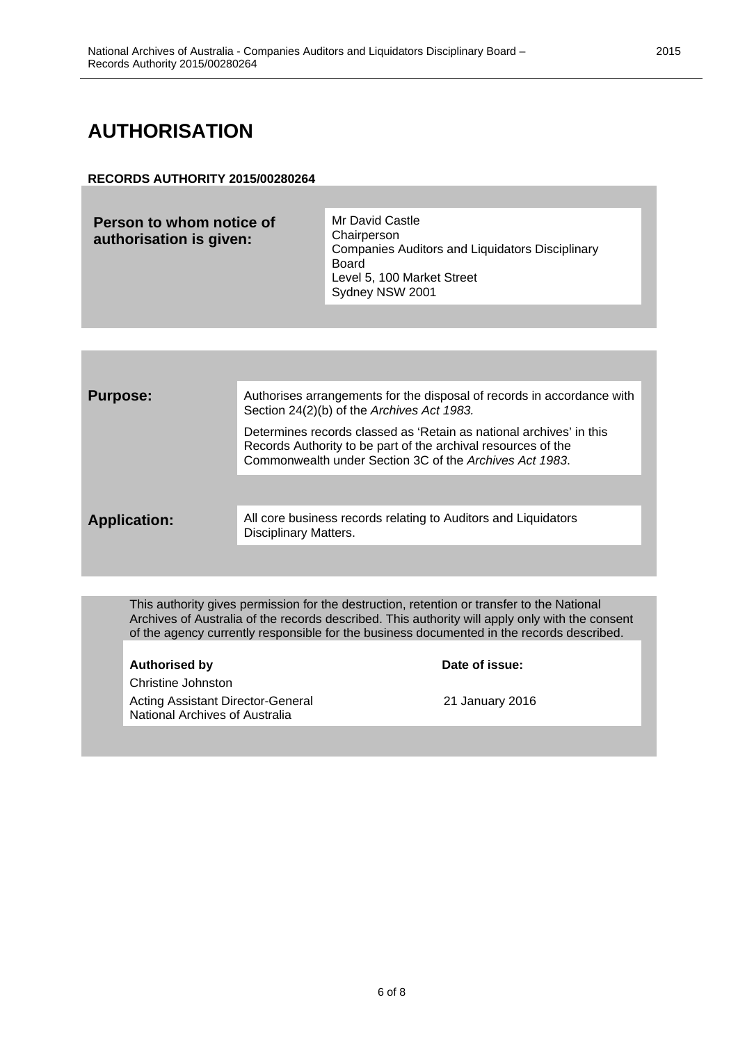# AUTHORISATION

**RECORDS AUTHORITY 2015/00280264**

| **Person to whom notice of authorisation is given:** | Mr David Castle<br>Chairperson<br>Companies Auditors and Liquidators Disciplinary Board<br>Level 5, 100 Market Street<br>Sydney NSW 2001 |
|---|---|

| | |
|---|---|
| **Purpose:** | Authorises arrangements for the disposal of records in accordance with Section 24(2)(b) of the *Archives Act 1983.*<br><br>Determines records classed as 'Retain as national archives' in this Records Authority to be part of the archival resources of the Commonwealth under Section 3C of the *Archives Act 1983*. |
| **Application:** | All core business records relating to Auditors and Liquidators Disciplinary Matters. |

This authority gives permission for the destruction, retention or transfer to the National Archives of Australia of the records described. This authority will apply only with the consent of the agency currently responsible for the business documented in the records described.

| **Authorised by** | **Date of issue:** |
|---|---|
| Christine Johnston<br>Acting Assistant Director-General<br>National Archives of Australia | 21 January 2016 |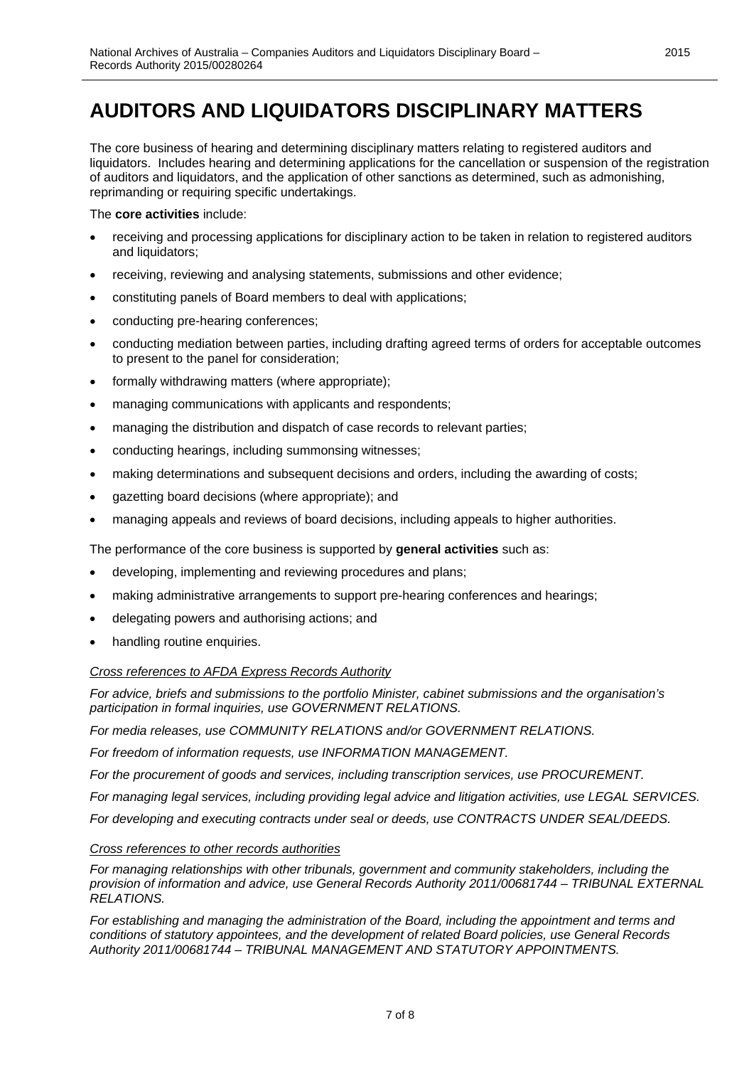# AUDITORS AND LIQUIDATORS DISCIPLINARY MATTERS

The core business of hearing and determining disciplinary matters relating to registered auditors and liquidators. Includes hearing and determining applications for the cancellation or suspension of the registration of auditors and liquidators, and the application of other sanctions as determined, such as admonishing, reprimanding or requiring specific undertakings.

The **core activities** include:

- receiving and processing applications for disciplinary action to be taken in relation to registered auditors and liquidators;
- receiving, reviewing and analysing statements, submissions and other evidence;
- constituting panels of Board members to deal with applications;
- conducting pre-hearing conferences;
- conducting mediation between parties, including drafting agreed terms of orders for acceptable outcomes to present to the panel for consideration;
- formally withdrawing matters (where appropriate);
- managing communications with applicants and respondents;
- managing the distribution and dispatch of case records to relevant parties;
- conducting hearings, including summonsing witnesses;
- making determinations and subsequent decisions and orders, including the awarding of costs;
- gazetting board decisions (where appropriate); and
- managing appeals and reviews of board decisions, including appeals to higher authorities.

The performance of the core business is supported by **general activities** such as:

- developing, implementing and reviewing procedures and plans;
- making administrative arrangements to support pre-hearing conferences and hearings;
- delegating powers and authorising actions; and
- handling routine enquiries.

*Cross references to AFDA Express Records Authority*

*For advice, briefs and submissions to the portfolio Minister, cabinet submissions and the organisation's participation in formal inquiries, use GOVERNMENT RELATIONS.*

*For media releases, use COMMUNITY RELATIONS and/or GOVERNMENT RELATIONS.*

*For freedom of information requests, use INFORMATION MANAGEMENT.*

*For the procurement of goods and services, including transcription services, use PROCUREMENT.*

*For managing legal services, including providing legal advice and litigation activities, use LEGAL SERVICES.*

*For developing and executing contracts under seal or deeds, use CONTRACTS UNDER SEAL/DEEDS.*

*Cross references to other records authorities*

*For managing relationships with other tribunals, government and community stakeholders, including the provision of information and advice, use General Records Authority 2011/00681744 – TRIBUNAL EXTERNAL RELATIONS.*

*For establishing and managing the administration of the Board, including the appointment and terms and conditions of statutory appointees, and the development of related Board policies, use General Records Authority 2011/00681744 – TRIBUNAL MANAGEMENT AND STATUTORY APPOINTMENTS.*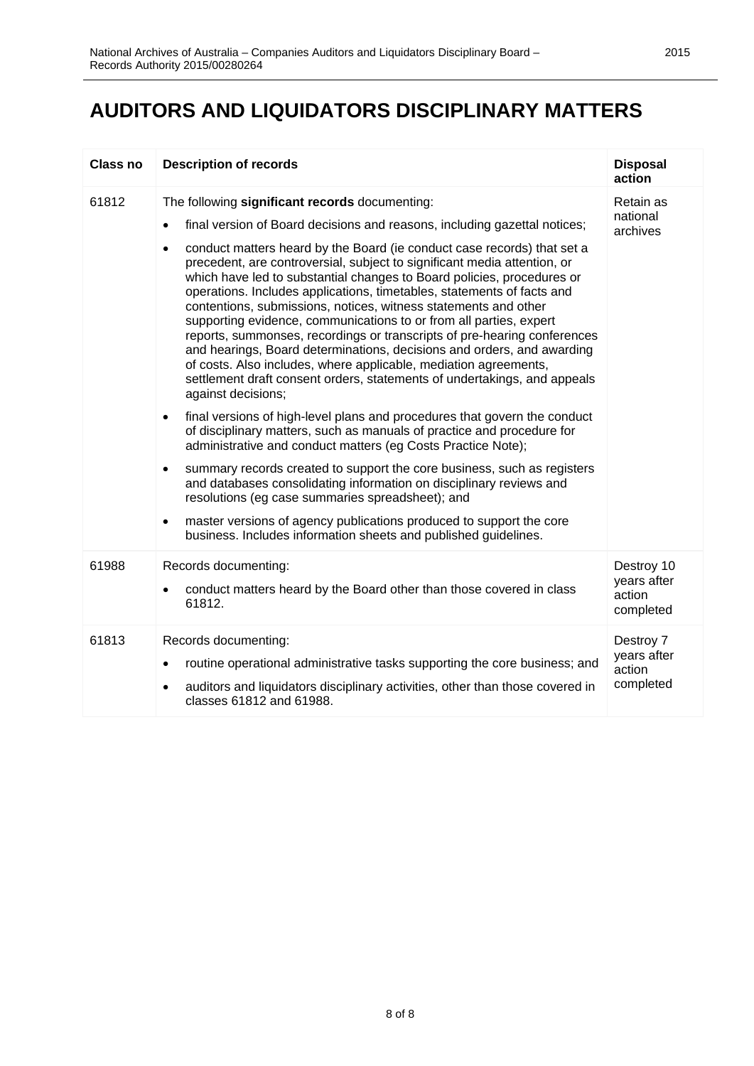# AUDITORS AND LIQUIDATORS DISCIPLINARY MATTERS

| Class no | Description of records | Disposal action |
|---|---|---|
| 61812 | The following **significant records** documenting:<br>• final version of Board decisions and reasons, including gazettal notices;<br>• conduct matters heard by the Board (ie conduct case records) that set a precedent, are controversial, subject to significant media attention, or which have led to substantial changes to Board policies, procedures or operations. Includes applications, timetables, statements of facts and contentions, submissions, notices, witness statements and other supporting evidence, communications to or from all parties, expert reports, summonses, recordings or transcripts of pre-hearing conferences and hearings, Board determinations, decisions and orders, and awarding of costs. Also includes, where applicable, mediation agreements, settlement draft consent orders, statements of undertakings, and appeals against decisions;<br>• final versions of high-level plans and procedures that govern the conduct of disciplinary matters, such as manuals of practice and procedure for administrative and conduct matters (eg Costs Practice Note);<br>• summary records created to support the core business, such as registers and databases consolidating information on disciplinary reviews and resolutions (eg case summaries spreadsheet); and<br>• master versions of agency publications produced to support the core business. Includes information sheets and published guidelines. | Retain as national archives |
| 61988 | Records documenting:<br>• conduct matters heard by the Board other than those covered in class 61812. | Destroy 10 years after action completed |
| 61813 | Records documenting:<br>• routine operational administrative tasks supporting the core business; and<br>• auditors and liquidators disciplinary activities, other than those covered in classes 61812 and 61988. | Destroy 7 years after action completed |